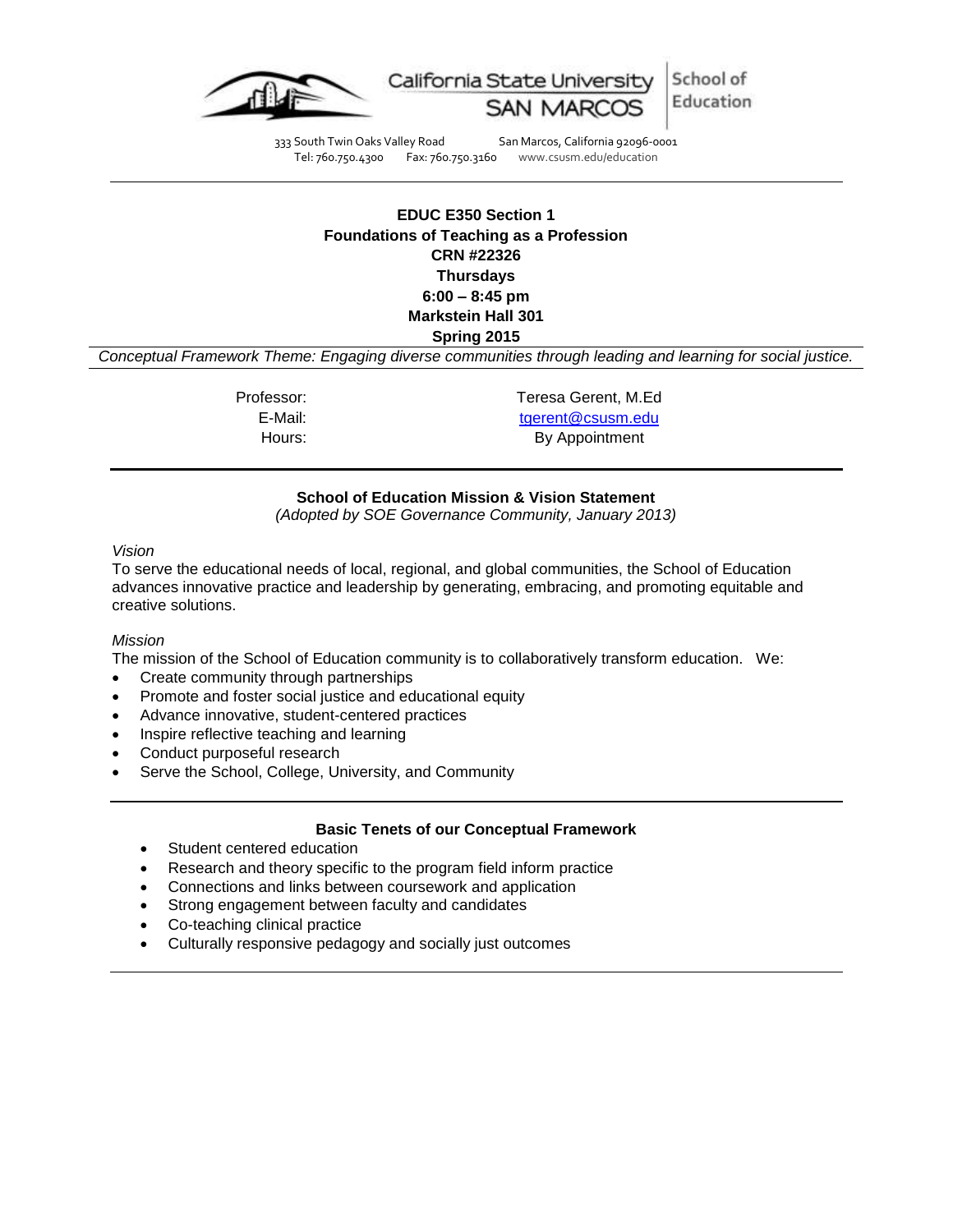California State University SAN MARCOS | School of Education

333 South Twin Oaks Valley Road San Marcos, California 92096-0001
Tel: 760.750.4300 Fax: 760.750.3160 www.csusm.edu/education

---

**EDUC E350 Section 1**
**Foundations of Teaching as a Profession**
**CRN #22326**
**Thursdays**
**6:00 – 8:45 pm**
**Markstein Hall 301**
**Spring 2015**

*Conceptual Framework Theme: Engaging diverse communities through leading and learning for social justice.*

---

| | |
|---|---|
| Professor: | Teresa Gerent, M.Ed |
| E-Mail: | tgerent@csusm.edu |
| Hours: | By Appointment |

---

## School of Education Mission & Vision Statement

*(Adopted by SOE Governance Community, January 2013)*

*Vision*

To serve the educational needs of local, regional, and global communities, the School of Education advances innovative practice and leadership by generating, embracing, and promoting equitable and creative solutions.

*Mission*

The mission of the School of Education community is to collaboratively transform education. We:

- Create community through partnerships
- Promote and foster social justice and educational equity
- Advance innovative, student-centered practices
- Inspire reflective teaching and learning
- Conduct purposeful research
- Serve the School, College, University, and Community

---

## Basic Tenets of our Conceptual Framework

- Student centered education
- Research and theory specific to the program field inform practice
- Connections and links between coursework and application
- Strong engagement between faculty and candidates
- Co-teaching clinical practice
- Culturally responsive pedagogy and socially just outcomes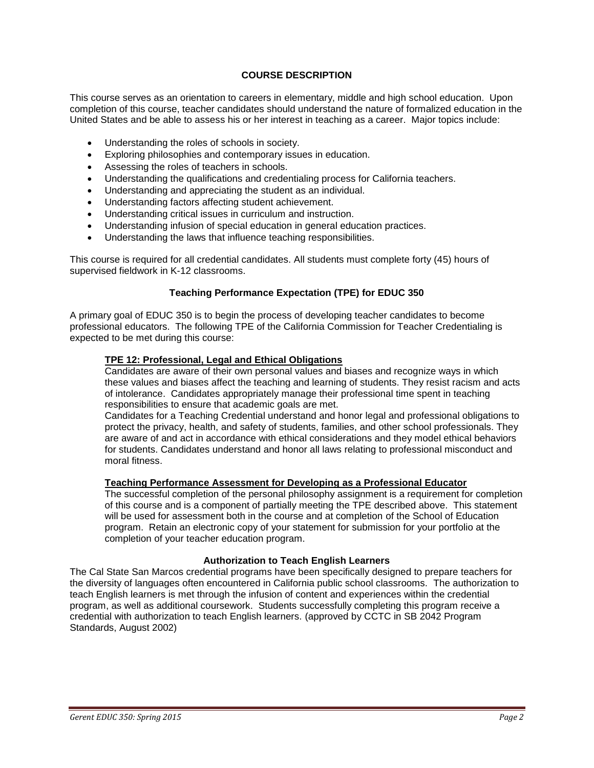## COURSE DESCRIPTION

This course serves as an orientation to careers in elementary, middle and high school education. Upon completion of this course, teacher candidates should understand the nature of formalized education in the United States and be able to assess his or her interest in teaching as a career. Major topics include:

- Understanding the roles of schools in society.
- Exploring philosophies and contemporary issues in education.
- Assessing the roles of teachers in schools.
- Understanding the qualifications and credentialing process for California teachers.
- Understanding and appreciating the student as an individual.
- Understanding factors affecting student achievement.
- Understanding critical issues in curriculum and instruction.
- Understanding infusion of special education in general education practices.
- Understanding the laws that influence teaching responsibilities.

This course is required for all credential candidates. All students must complete forty (45) hours of supervised fieldwork in K-12 classrooms.

### Teaching Performance Expectation (TPE) for EDUC 350

A primary goal of EDUC 350 is to begin the process of developing teacher candidates to become professional educators. The following TPE of the California Commission for Teacher Credentialing is expected to be met during this course:

**TPE 12: Professional, Legal and Ethical Obligations**

Candidates are aware of their own personal values and biases and recognize ways in which these values and biases affect the teaching and learning of students. They resist racism and acts of intolerance. Candidates appropriately manage their professional time spent in teaching responsibilities to ensure that academic goals are met.

Candidates for a Teaching Credential understand and honor legal and professional obligations to protect the privacy, health, and safety of students, families, and other school professionals. They are aware of and act in accordance with ethical considerations and they model ethical behaviors for students. Candidates understand and honor all laws relating to professional misconduct and moral fitness.

**Teaching Performance Assessment for Developing as a Professional Educator**

The successful completion of the personal philosophy assignment is a requirement for completion of this course and is a component of partially meeting the TPE described above. This statement will be used for assessment both in the course and at completion of the School of Education program. Retain an electronic copy of your statement for submission for your portfolio at the completion of your teacher education program.

### Authorization to Teach English Learners

The Cal State San Marcos credential programs have been specifically designed to prepare teachers for the diversity of languages often encountered in California public school classrooms. The authorization to teach English learners is met through the infusion of content and experiences within the credential program, as well as additional coursework. Students successfully completing this program receive a credential with authorization to teach English learners. (approved by CCTC in SB 2042 Program Standards, August 2002)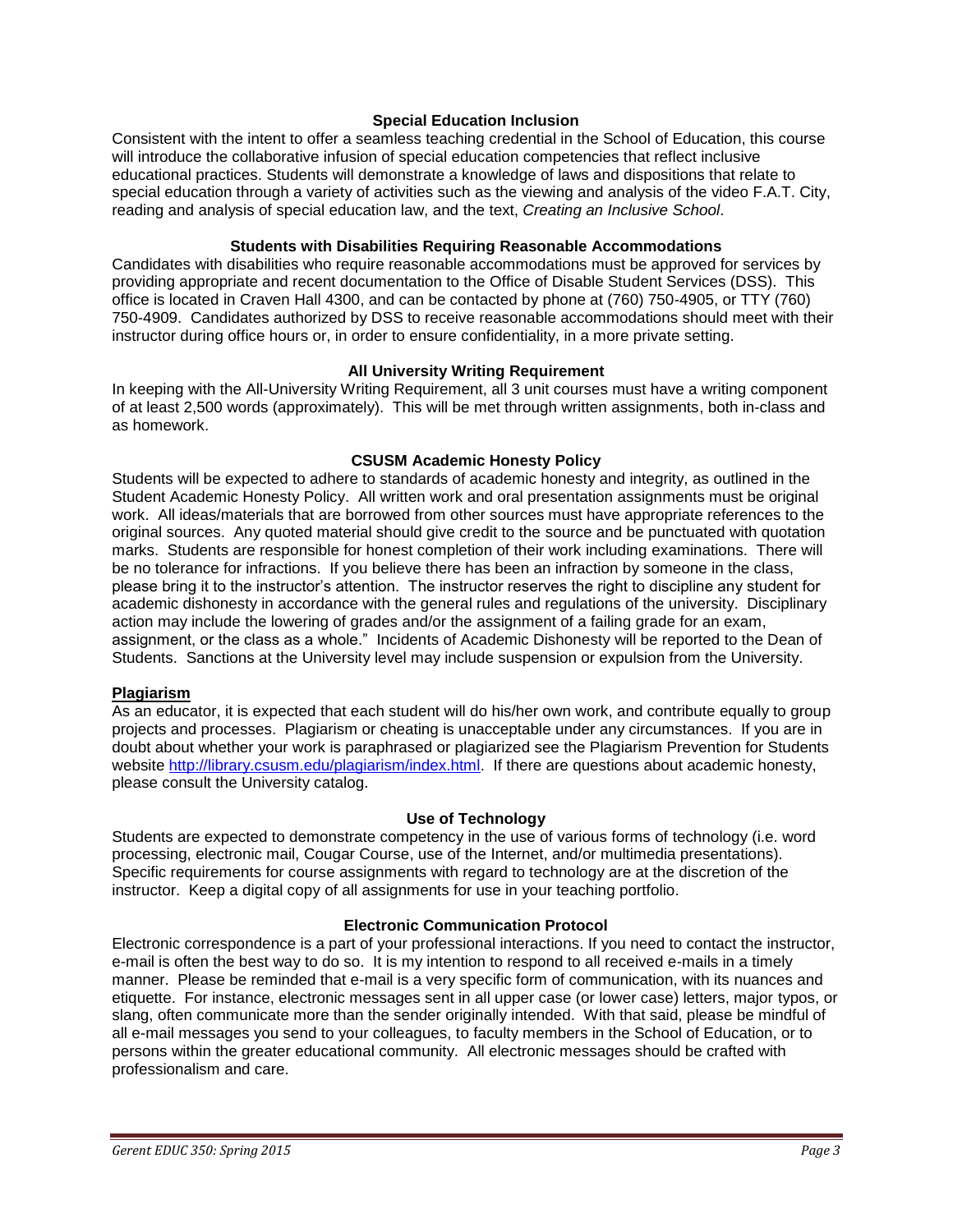### Special Education Inclusion

Consistent with the intent to offer a seamless teaching credential in the School of Education, this course will introduce the collaborative infusion of special education competencies that reflect inclusive educational practices. Students will demonstrate a knowledge of laws and dispositions that relate to special education through a variety of activities such as the viewing and analysis of the video F.A.T. City, reading and analysis of special education law, and the text, *Creating an Inclusive School*.

### Students with Disabilities Requiring Reasonable Accommodations

Candidates with disabilities who require reasonable accommodations must be approved for services by providing appropriate and recent documentation to the Office of Disable Student Services (DSS). This office is located in Craven Hall 4300, and can be contacted by phone at (760) 750-4905, or TTY (760) 750-4909. Candidates authorized by DSS to receive reasonable accommodations should meet with their instructor during office hours or, in order to ensure confidentiality, in a more private setting.

### All University Writing Requirement

In keeping with the All-University Writing Requirement, all 3 unit courses must have a writing component of at least 2,500 words (approximately). This will be met through written assignments, both in-class and as homework.

### CSUSM Academic Honesty Policy

Students will be expected to adhere to standards of academic honesty and integrity, as outlined in the Student Academic Honesty Policy. All written work and oral presentation assignments must be original work. All ideas/materials that are borrowed from other sources must have appropriate references to the original sources. Any quoted material should give credit to the source and be punctuated with quotation marks. Students are responsible for honest completion of their work including examinations. There will be no tolerance for infractions. If you believe there has been an infraction by someone in the class, please bring it to the instructor's attention. The instructor reserves the right to discipline any student for academic dishonesty in accordance with the general rules and regulations of the university. Disciplinary action may include the lowering of grades and/or the assignment of a failing grade for an exam, assignment, or the class as a whole." Incidents of Academic Dishonesty will be reported to the Dean of Students. Sanctions at the University level may include suspension or expulsion from the University.

### Plagiarism

As an educator, it is expected that each student will do his/her own work, and contribute equally to group projects and processes. Plagiarism or cheating is unacceptable under any circumstances. If you are in doubt about whether your work is paraphrased or plagiarized see the Plagiarism Prevention for Students website http://library.csusm.edu/plagiarism/index.html. If there are questions about academic honesty, please consult the University catalog.

### Use of Technology

Students are expected to demonstrate competency in the use of various forms of technology (i.e. word processing, electronic mail, Cougar Course, use of the Internet, and/or multimedia presentations). Specific requirements for course assignments with regard to technology are at the discretion of the instructor. Keep a digital copy of all assignments for use in your teaching portfolio.

### Electronic Communication Protocol

Electronic correspondence is a part of your professional interactions. If you need to contact the instructor, e-mail is often the best way to do so. It is my intention to respond to all received e-mails in a timely manner. Please be reminded that e-mail is a very specific form of communication, with its nuances and etiquette. For instance, electronic messages sent in all upper case (or lower case) letters, major typos, or slang, often communicate more than the sender originally intended. With that said, please be mindful of all e-mail messages you send to your colleagues, to faculty members in the School of Education, or to persons within the greater educational community. All electronic messages should be crafted with professionalism and care.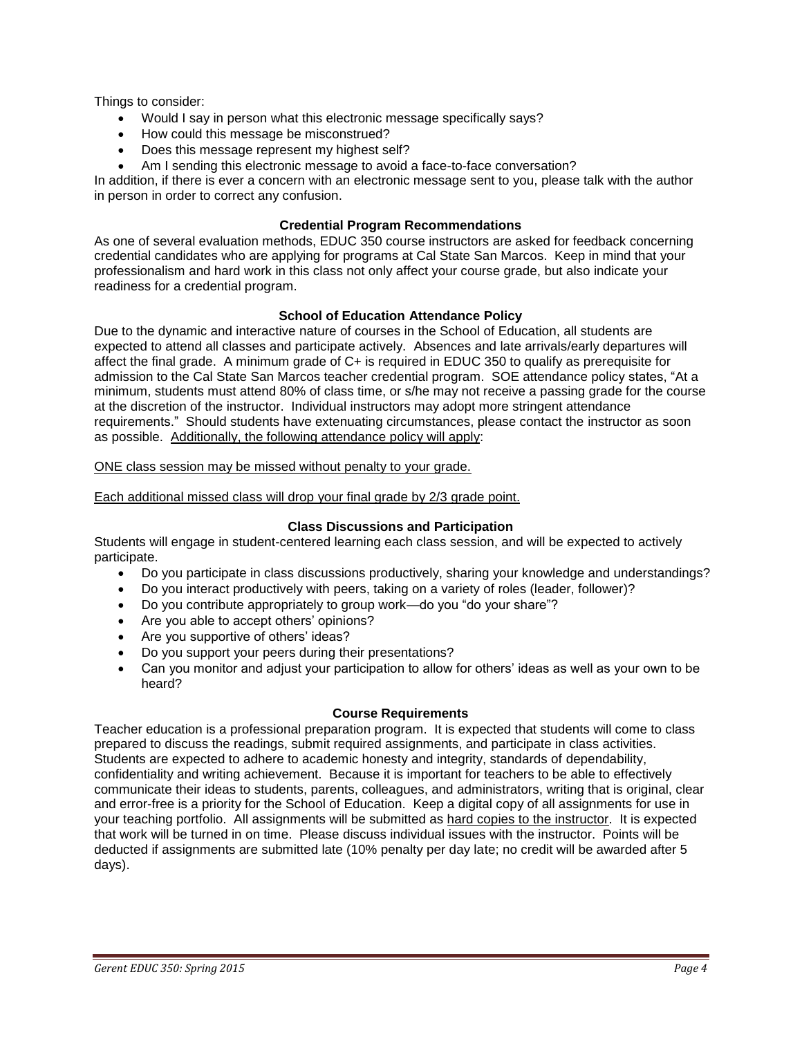Things to consider:

- Would I say in person what this electronic message specifically says?
- How could this message be misconstrued?
- Does this message represent my highest self?
- Am I sending this electronic message to avoid a face-to-face conversation?

In addition, if there is ever a concern with an electronic message sent to you, please talk with the author in person in order to correct any confusion.

### Credential Program Recommendations

As one of several evaluation methods, EDUC 350 course instructors are asked for feedback concerning credential candidates who are applying for programs at Cal State San Marcos. Keep in mind that your professionalism and hard work in this class not only affect your course grade, but also indicate your readiness for a credential program.

### School of Education Attendance Policy

Due to the dynamic and interactive nature of courses in the School of Education, all students are expected to attend all classes and participate actively. Absences and late arrivals/early departures will affect the final grade. A minimum grade of C+ is required in EDUC 350 to qualify as prerequisite for admission to the Cal State San Marcos teacher credential program. SOE attendance policy states, "At a minimum, students must attend 80% of class time, or s/he may not receive a passing grade for the course at the discretion of the instructor. Individual instructors may adopt more stringent attendance requirements." Should students have extenuating circumstances, please contact the instructor as soon as possible. Additionally, the following attendance policy will apply:

ONE class session may be missed without penalty to your grade.

Each additional missed class will drop your final grade by 2/3 grade point.

### Class Discussions and Participation

Students will engage in student-centered learning each class session, and will be expected to actively participate.

- Do you participate in class discussions productively, sharing your knowledge and understandings?
- Do you interact productively with peers, taking on a variety of roles (leader, follower)?
- Do you contribute appropriately to group work—do you "do your share"?
- Are you able to accept others' opinions?
- Are you supportive of others' ideas?
- Do you support your peers during their presentations?
- Can you monitor and adjust your participation to allow for others' ideas as well as your own to be heard?

### Course Requirements

Teacher education is a professional preparation program. It is expected that students will come to class prepared to discuss the readings, submit required assignments, and participate in class activities. Students are expected to adhere to academic honesty and integrity, standards of dependability, confidentiality and writing achievement. Because it is important for teachers to be able to effectively communicate their ideas to students, parents, colleagues, and administrators, writing that is original, clear and error-free is a priority for the School of Education. Keep a digital copy of all assignments for use in your teaching portfolio. All assignments will be submitted as hard copies to the instructor. It is expected that work will be turned in on time. Please discuss individual issues with the instructor. Points will be deducted if assignments are submitted late (10% penalty per day late; no credit will be awarded after 5 days).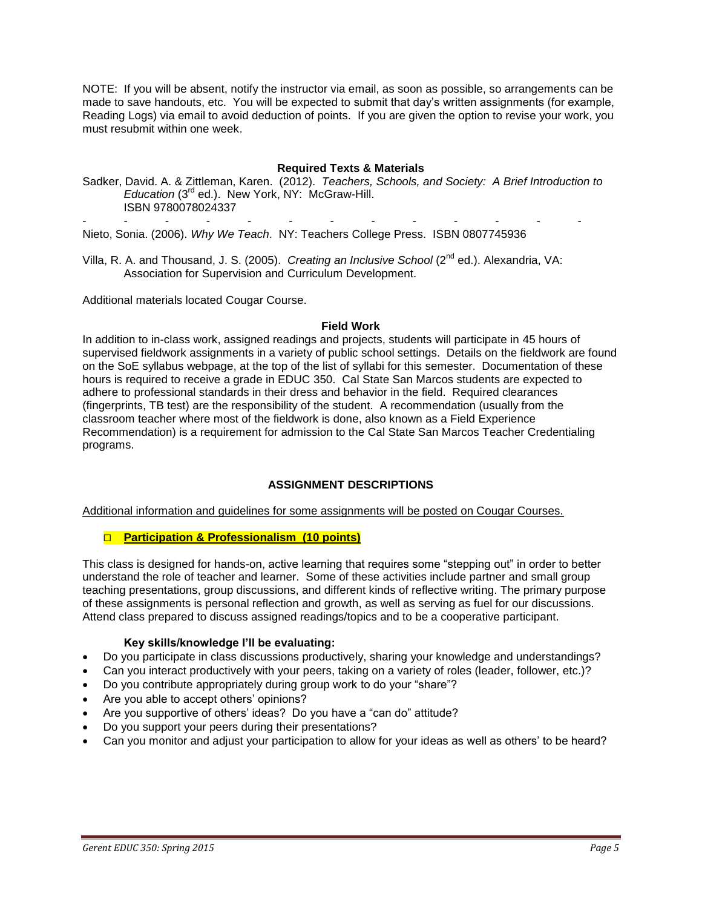NOTE: If you will be absent, notify the instructor via email, as soon as possible, so arrangements can be made to save handouts, etc. You will be expected to submit that day's written assignments (for example, Reading Logs) via email to avoid deduction of points. If you are given the option to revise your work, you must resubmit within one week.

## Required Texts & Materials

Sadker, David. A. & Zittleman, Karen. (2012). *Teachers, Schools, and Society: A Brief Introduction to Education* (3rd ed.). New York, NY: McGraw-Hill.
ISBN 9780078024337

\- - - - - - - - - - - - - -

Nieto, Sonia. (2006). *Why We Teach*. NY: Teachers College Press. ISBN 0807745936

Villa, R. A. and Thousand, J. S. (2005). *Creating an Inclusive School* (2nd ed.). Alexandria, VA: Association for Supervision and Curriculum Development.

Additional materials located Cougar Course.

## Field Work

In addition to in-class work, assigned readings and projects, students will participate in 45 hours of supervised fieldwork assignments in a variety of public school settings. Details on the fieldwork are found on the SoE syllabus webpage, at the top of the list of syllabi for this semester. Documentation of these hours is required to receive a grade in EDUC 350. Cal State San Marcos students are expected to adhere to professional standards in their dress and behavior in the field. Required clearances (fingerprints, TB test) are the responsibility of the student. A recommendation (usually from the classroom teacher where most of the fieldwork is done, also known as a Field Experience Recommendation) is a requirement for admission to the Cal State San Marcos Teacher Credentialing programs.

## ASSIGNMENT DESCRIPTIONS

Additional information and guidelines for some assignments will be posted on Cougar Courses.

- ☐ **Participation & Professionalism (10 points)**

This class is designed for hands-on, active learning that requires some "stepping out" in order to better understand the role of teacher and learner. Some of these activities include partner and small group teaching presentations, group discussions, and different kinds of reflective writing. The primary purpose of these assignments is personal reflection and growth, as well as serving as fuel for our discussions. Attend class prepared to discuss assigned readings/topics and to be a cooperative participant.

**Key skills/knowledge I'll be evaluating:**

- Do you participate in class discussions productively, sharing your knowledge and understandings?
- Can you interact productively with your peers, taking on a variety of roles (leader, follower, etc.)?
- Do you contribute appropriately during group work to do your "share"?
- Are you able to accept others' opinions?
- Are you supportive of others' ideas? Do you have a "can do" attitude?
- Do you support your peers during their presentations?
- Can you monitor and adjust your participation to allow for your ideas as well as others' to be heard?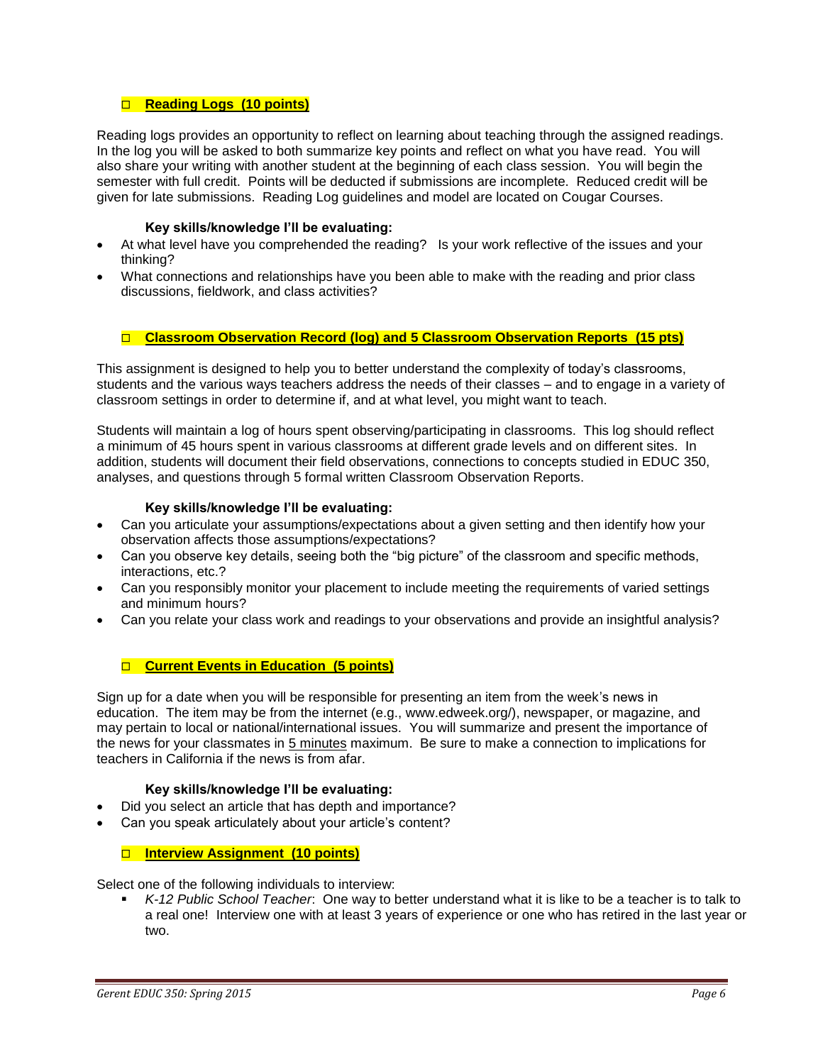### □ **Reading Logs (10 points)**

Reading logs provides an opportunity to reflect on learning about teaching through the assigned readings. In the log you will be asked to both summarize key points and reflect on what you have read. You will also share your writing with another student at the beginning of each class session. You will begin the semester with full credit. Points will be deducted if submissions are incomplete. Reduced credit will be given for late submissions. Reading Log guidelines and model are located on Cougar Courses.

**Key skills/knowledge I'll be evaluating:**

- At what level have you comprehended the reading? Is your work reflective of the issues and your thinking?
- What connections and relationships have you been able to make with the reading and prior class discussions, fieldwork, and class activities?

### □ **Classroom Observation Record (log) and 5 Classroom Observation Reports (15 pts)**

This assignment is designed to help you to better understand the complexity of today's classrooms, students and the various ways teachers address the needs of their classes – and to engage in a variety of classroom settings in order to determine if, and at what level, you might want to teach.

Students will maintain a log of hours spent observing/participating in classrooms. This log should reflect a minimum of 45 hours spent in various classrooms at different grade levels and on different sites. In addition, students will document their field observations, connections to concepts studied in EDUC 350, analyses, and questions through 5 formal written Classroom Observation Reports.

**Key skills/knowledge I'll be evaluating:**

- Can you articulate your assumptions/expectations about a given setting and then identify how your observation affects those assumptions/expectations?
- Can you observe key details, seeing both the "big picture" of the classroom and specific methods, interactions, etc.?
- Can you responsibly monitor your placement to include meeting the requirements of varied settings and minimum hours?
- Can you relate your class work and readings to your observations and provide an insightful analysis?

### □ **Current Events in Education (5 points)**

Sign up for a date when you will be responsible for presenting an item from the week's news in education. The item may be from the internet (e.g., www.edweek.org/), newspaper, or magazine, and may pertain to local or national/international issues. You will summarize and present the importance of the news for your classmates in 5 minutes maximum. Be sure to make a connection to implications for teachers in California if the news is from afar.

**Key skills/knowledge I'll be evaluating:**

- Did you select an article that has depth and importance?
- Can you speak articulately about your article's content?

### □ **Interview Assignment (10 points)**

Select one of the following individuals to interview:

- *K-12 Public School Teacher*: One way to better understand what it is like to be a teacher is to talk to a real one! Interview one with at least 3 years of experience or one who has retired in the last year or two.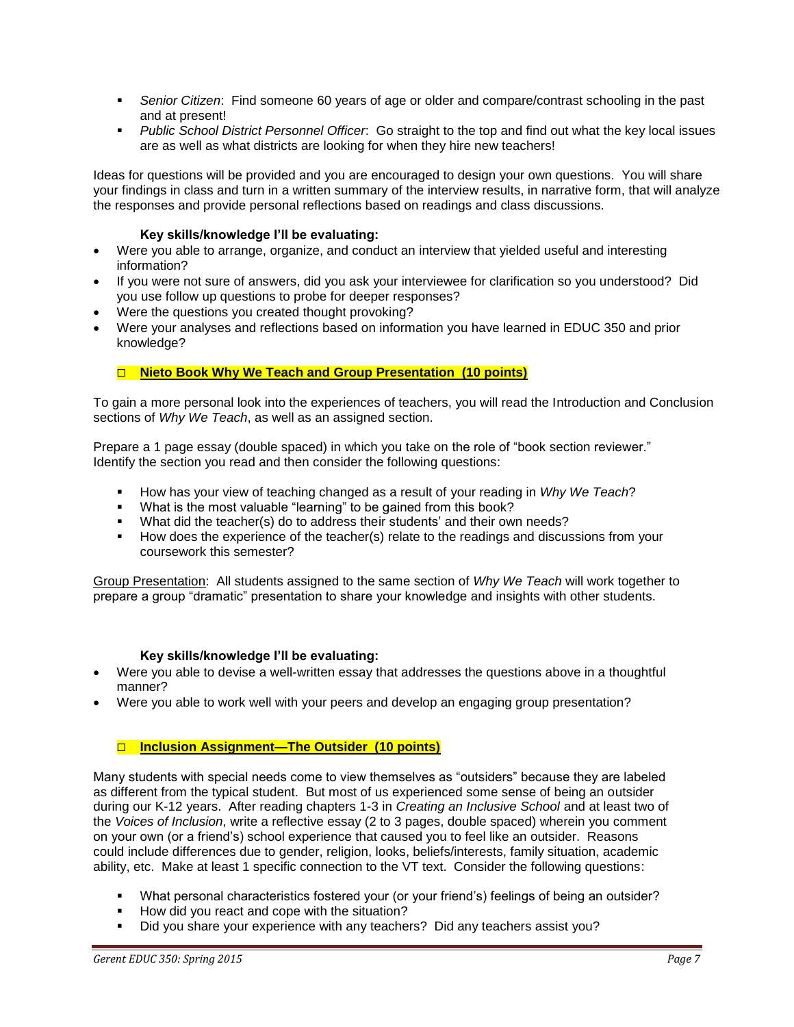- *Senior Citizen*: Find someone 60 years of age or older and compare/contrast schooling in the past and at present!
- *Public School District Personnel Officer*: Go straight to the top and find out what the key local issues are as well as what districts are looking for when they hire new teachers!

Ideas for questions will be provided and you are encouraged to design your own questions. You will share your findings in class and turn in a written summary of the interview results, in narrative form, that will analyze the responses and provide personal reflections based on readings and class discussions.

**Key skills/knowledge I'll be evaluating:**

- Were you able to arrange, organize, and conduct an interview that yielded useful and interesting information?
- If you were not sure of answers, did you ask your interviewee for clarification so you understood? Did you use follow up questions to probe for deeper responses?
- Were the questions you created thought provoking?
- Were your analyses and reflections based on information you have learned in EDUC 350 and prior knowledge?

### □ **Nieto Book Why We Teach and Group Presentation (10 points)**

To gain a more personal look into the experiences of teachers, you will read the Introduction and Conclusion sections of *Why We Teach*, as well as an assigned section.

Prepare a 1 page essay (double spaced) in which you take on the role of "book section reviewer." Identify the section you read and then consider the following questions:

- How has your view of teaching changed as a result of your reading in *Why We Teach*?
- What is the most valuable "learning" to be gained from this book?
- What did the teacher(s) do to address their students' and their own needs?
- How does the experience of the teacher(s) relate to the readings and discussions from your coursework this semester?

Group Presentation: All students assigned to the same section of *Why We Teach* will work together to prepare a group "dramatic" presentation to share your knowledge and insights with other students.

**Key skills/knowledge I'll be evaluating:**

- Were you able to devise a well-written essay that addresses the questions above in a thoughtful manner?
- Were you able to work well with your peers and develop an engaging group presentation?

### □ **Inclusion Assignment—The Outsider (10 points)**

Many students with special needs come to view themselves as "outsiders" because they are labeled as different from the typical student. But most of us experienced some sense of being an outsider during our K-12 years. After reading chapters 1-3 in *Creating an Inclusive School* and at least two of the *Voices of Inclusion*, write a reflective essay (2 to 3 pages, double spaced) wherein you comment on your own (or a friend's) school experience that caused you to feel like an outsider. Reasons could include differences due to gender, religion, looks, beliefs/interests, family situation, academic ability, etc. Make at least 1 specific connection to the VT text. Consider the following questions:

- What personal characteristics fostered your (or your friend's) feelings of being an outsider?
- How did you react and cope with the situation?
- Did you share your experience with any teachers? Did any teachers assist you?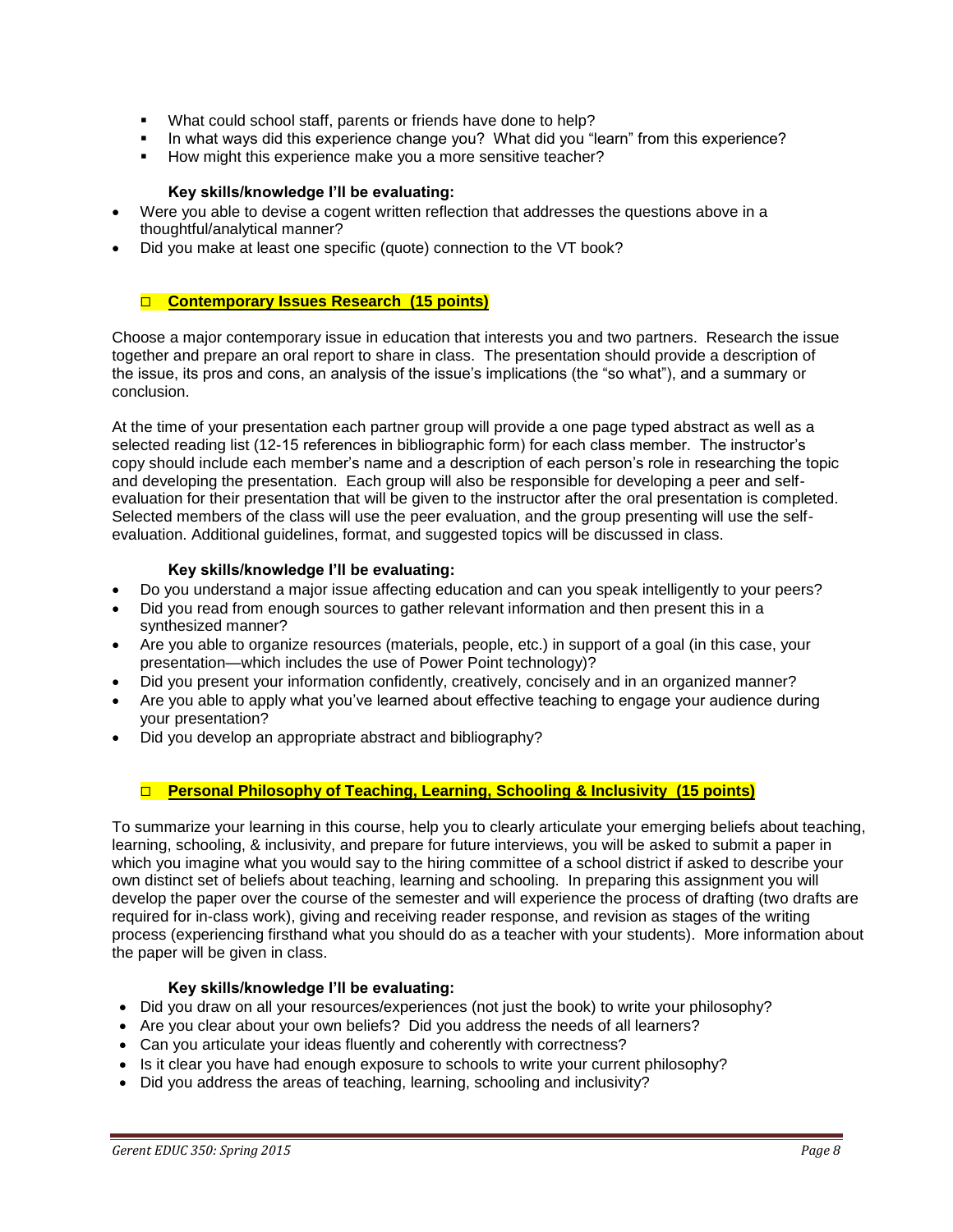- What could school staff, parents or friends have done to help?
- In what ways did this experience change you? What did you "learn" from this experience?
- How might this experience make you a more sensitive teacher?

**Key skills/knowledge I'll be evaluating:**

- Were you able to devise a cogent written reflection that addresses the questions above in a thoughtful/analytical manner?
- Did you make at least one specific (quote) connection to the VT book?

### □ Contemporary Issues Research (15 points)

Choose a major contemporary issue in education that interests you and two partners. Research the issue together and prepare an oral report to share in class. The presentation should provide a description of the issue, its pros and cons, an analysis of the issue's implications (the "so what"), and a summary or conclusion.

At the time of your presentation each partner group will provide a one page typed abstract as well as a selected reading list (12-15 references in bibliographic form) for each class member. The instructor's copy should include each member's name and a description of each person's role in researching the topic and developing the presentation. Each group will also be responsible for developing a peer and self-evaluation for their presentation that will be given to the instructor after the oral presentation is completed. Selected members of the class will use the peer evaluation, and the group presenting will use the self-evaluation. Additional guidelines, format, and suggested topics will be discussed in class.

**Key skills/knowledge I'll be evaluating:**

- Do you understand a major issue affecting education and can you speak intelligently to your peers?
- Did you read from enough sources to gather relevant information and then present this in a synthesized manner?
- Are you able to organize resources (materials, people, etc.) in support of a goal (in this case, your presentation—which includes the use of Power Point technology)?
- Did you present your information confidently, creatively, concisely and in an organized manner?
- Are you able to apply what you've learned about effective teaching to engage your audience during your presentation?
- Did you develop an appropriate abstract and bibliography?

### □ Personal Philosophy of Teaching, Learning, Schooling & Inclusivity (15 points)

To summarize your learning in this course, help you to clearly articulate your emerging beliefs about teaching, learning, schooling, & inclusivity, and prepare for future interviews, you will be asked to submit a paper in which you imagine what you would say to the hiring committee of a school district if asked to describe your own distinct set of beliefs about teaching, learning and schooling. In preparing this assignment you will develop the paper over the course of the semester and will experience the process of drafting (two drafts are required for in-class work), giving and receiving reader response, and revision as stages of the writing process (experiencing firsthand what you should do as a teacher with your students). More information about the paper will be given in class.

**Key skills/knowledge I'll be evaluating:**

- Did you draw on all your resources/experiences (not just the book) to write your philosophy?
- Are you clear about your own beliefs? Did you address the needs of all learners?
- Can you articulate your ideas fluently and coherently with correctness?
- Is it clear you have had enough exposure to schools to write your current philosophy?
- Did you address the areas of teaching, learning, schooling and inclusivity?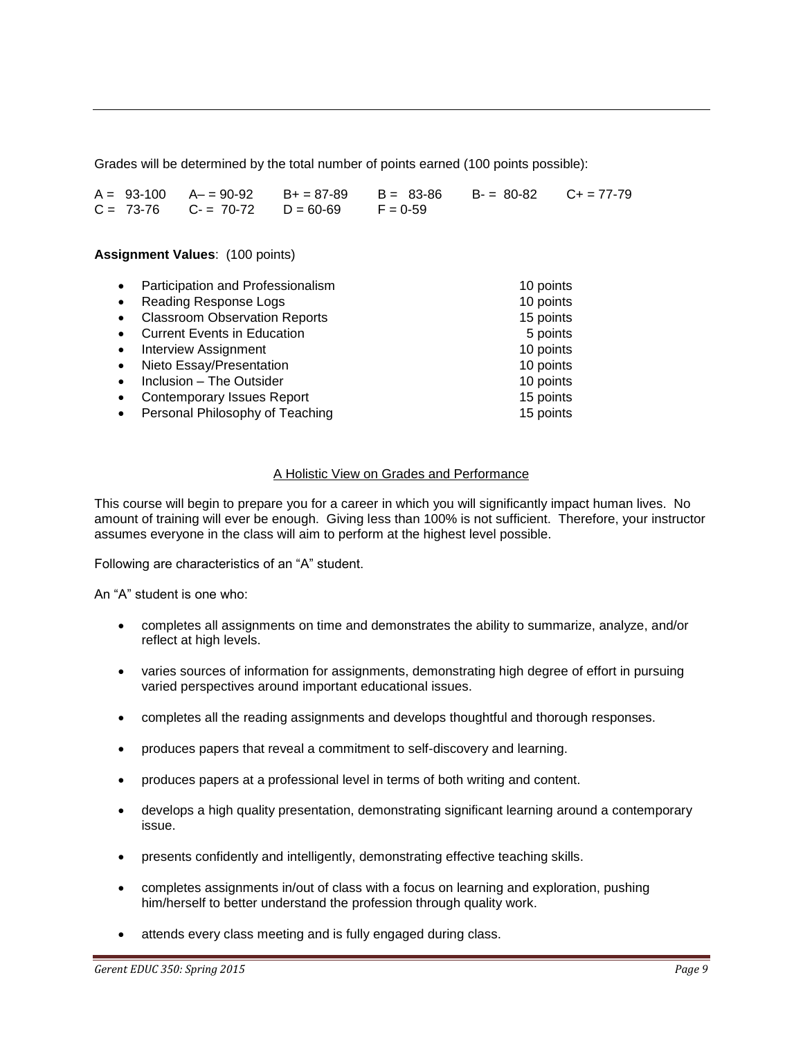Grades will be determined by the total number of points earned (100 points possible):

| | | | | | |
|---|---|---|---|---|---|
| A = 93-100 | A– = 90-92 | B+ = 87-89 | B = 83-86 | B- = 80-82 | C+ = 77-79 |
| C = 73-76 | C- = 70-72 | D = 60-69 | F = 0-59 | | |

**Assignment Values**: (100 points)

| Assignment | Points |
|---|---|
| Participation and Professionalism | 10 points |
| Reading Response Logs | 10 points |
| Classroom Observation Reports | 15 points |
| Current Events in Education | 5 points |
| Interview Assignment | 10 points |
| Nieto Essay/Presentation | 10 points |
| Inclusion – The Outsider | 10 points |
| Contemporary Issues Report | 15 points |
| Personal Philosophy of Teaching | 15 points |

## A Holistic View on Grades and Performance

This course will begin to prepare you for a career in which you will significantly impact human lives. No amount of training will ever be enough. Giving less than 100% is not sufficient. Therefore, your instructor assumes everyone in the class will aim to perform at the highest level possible.

Following are characteristics of an "A" student.

An "A" student is one who:

- completes all assignments on time and demonstrates the ability to summarize, analyze, and/or reflect at high levels.
- varies sources of information for assignments, demonstrating high degree of effort in pursuing varied perspectives around important educational issues.
- completes all the reading assignments and develops thoughtful and thorough responses.
- produces papers that reveal a commitment to self-discovery and learning.
- produces papers at a professional level in terms of both writing and content.
- develops a high quality presentation, demonstrating significant learning around a contemporary issue.
- presents confidently and intelligently, demonstrating effective teaching skills.
- completes assignments in/out of class with a focus on learning and exploration, pushing him/herself to better understand the profession through quality work.
- attends every class meeting and is fully engaged during class.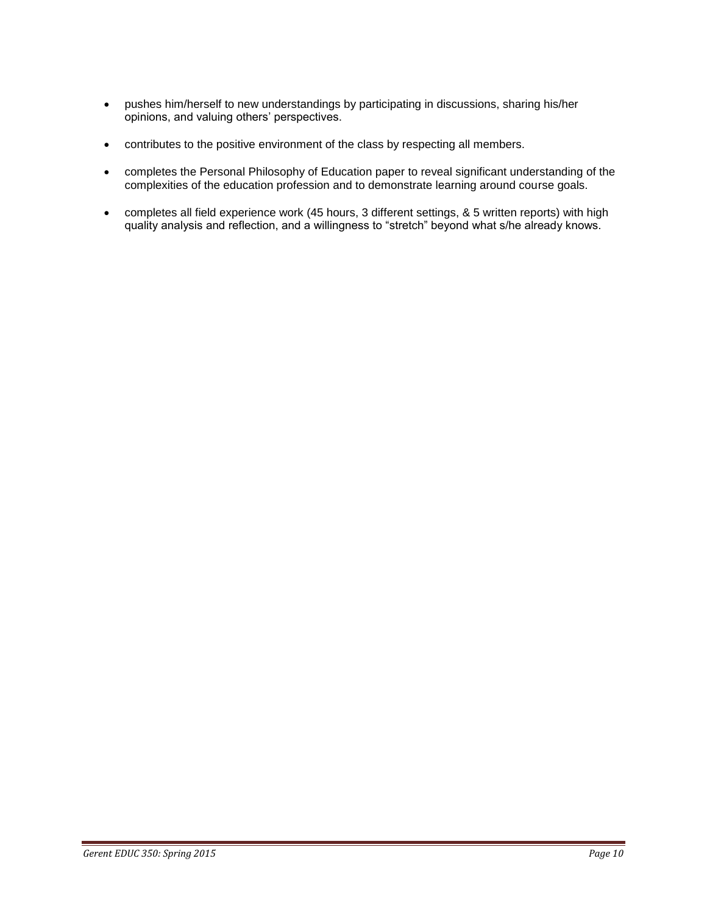- pushes him/herself to new understandings by participating in discussions, sharing his/her opinions, and valuing others' perspectives.

- contributes to the positive environment of the class by respecting all members.

- completes the Personal Philosophy of Education paper to reveal significant understanding of the complexities of the education profession and to demonstrate learning around course goals.

- completes all field experience work (45 hours, 3 different settings, & 5 written reports) with high quality analysis and reflection, and a willingness to "stretch" beyond what s/he already knows.